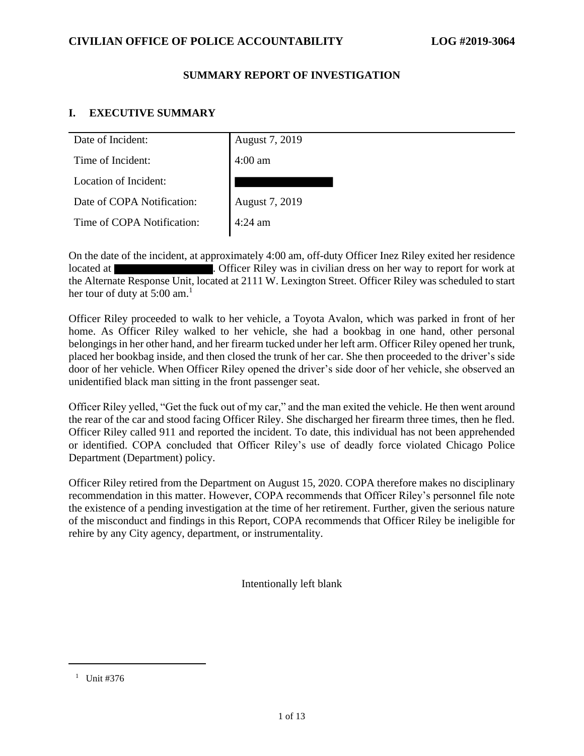# SUMMARY REPORT OF INVESTIGATION

## I. EXECUTIVE SUMMARY

| | |
|---|---|
| Date of Incident: | August 7, 2019 |
| Time of Incident: | 4:00 am |
| Location of Incident: | █████████ |
| Date of COPA Notification: | August 7, 2019 |
| Time of COPA Notification: | 4:24 am |

On the date of the incident, at approximately 4:00 am, off-duty Officer Inez Riley exited her residence located at █████████. Officer Riley was in civilian dress on her way to report for work at the Alternate Response Unit, located at 2111 W. Lexington Street. Officer Riley was scheduled to start her tour of duty at 5:00 am.[1]

Officer Riley proceeded to walk to her vehicle, a Toyota Avalon, which was parked in front of her home. As Officer Riley walked to her vehicle, she had a bookbag in one hand, other personal belongings in her other hand, and her firearm tucked under her left arm. Officer Riley opened her trunk, placed her bookbag inside, and then closed the trunk of her car. She then proceeded to the driver's side door of her vehicle. When Officer Riley opened the driver's side door of her vehicle, she observed an unidentified black man sitting in the front passenger seat.

Officer Riley yelled, "Get the fuck out of my car," and the man exited the vehicle. He then went around the rear of the car and stood facing Officer Riley. She discharged her firearm three times, then he fled. Officer Riley called 911 and reported the incident. To date, this individual has not been apprehended or identified. COPA concluded that Officer Riley's use of deadly force violated Chicago Police Department (Department) policy.

Officer Riley retired from the Department on August 15, 2020. COPA therefore makes no disciplinary recommendation in this matter. However, COPA recommends that Officer Riley's personnel file note the existence of a pending investigation at the time of her retirement. Further, given the serious nature of the misconduct and findings in this Report, COPA recommends that Officer Riley be ineligible for rehire by any City agency, department, or instrumentality.

Intentionally left blank

---

[1] Unit #376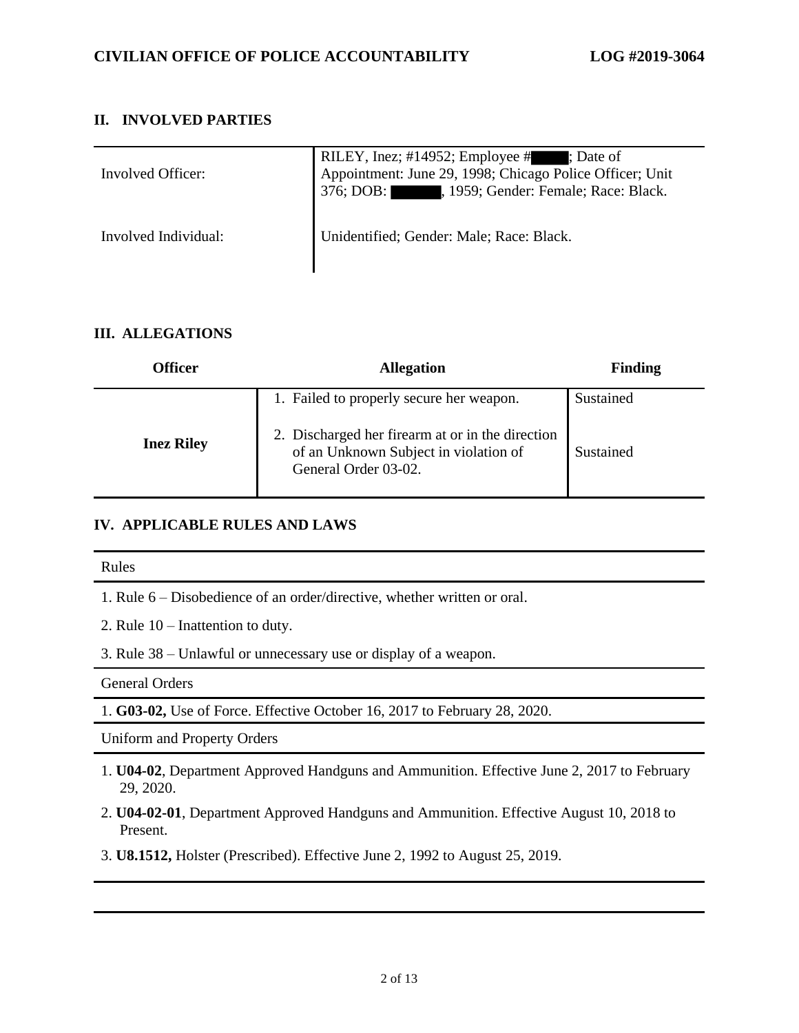## II. INVOLVED PARTIES

| | |
|---|---|
| Involved Officer: | RILEY, Inez; #14952; Employee # ; Date of Appointment: June 29, 1998; Chicago Police Officer; Unit 376; DOB: , 1959; Gender: Female; Race: Black. |
| Involved Individual: | Unidentified; Gender: Male; Race: Black. |

## III. ALLEGATIONS

| Officer | Allegation | Finding |
|---|---|---|
| **Inez Riley** | 1. Failed to properly secure her weapon. | Sustained |
| | 2. Discharged her firearm at or in the direction of an Unknown Subject in violation of General Order 03-02. | Sustained |

## IV. APPLICABLE RULES AND LAWS

Rules

1. Rule 6 – Disobedience of an order/directive, whether written or oral.
2. Rule 10 – Inattention to duty.
3. Rule 38 – Unlawful or unnecessary use or display of a weapon.

General Orders

1. **G03-02,** Use of Force. Effective October 16, 2017 to February 28, 2020.

Uniform and Property Orders

1. **U04-02**, Department Approved Handguns and Ammunition. Effective June 2, 2017 to February 29, 2020.
2. **U04-02-01**, Department Approved Handguns and Ammunition. Effective August 10, 2018 to Present.
3. **U8.1512,** Holster (Prescribed). Effective June 2, 1992 to August 25, 2019.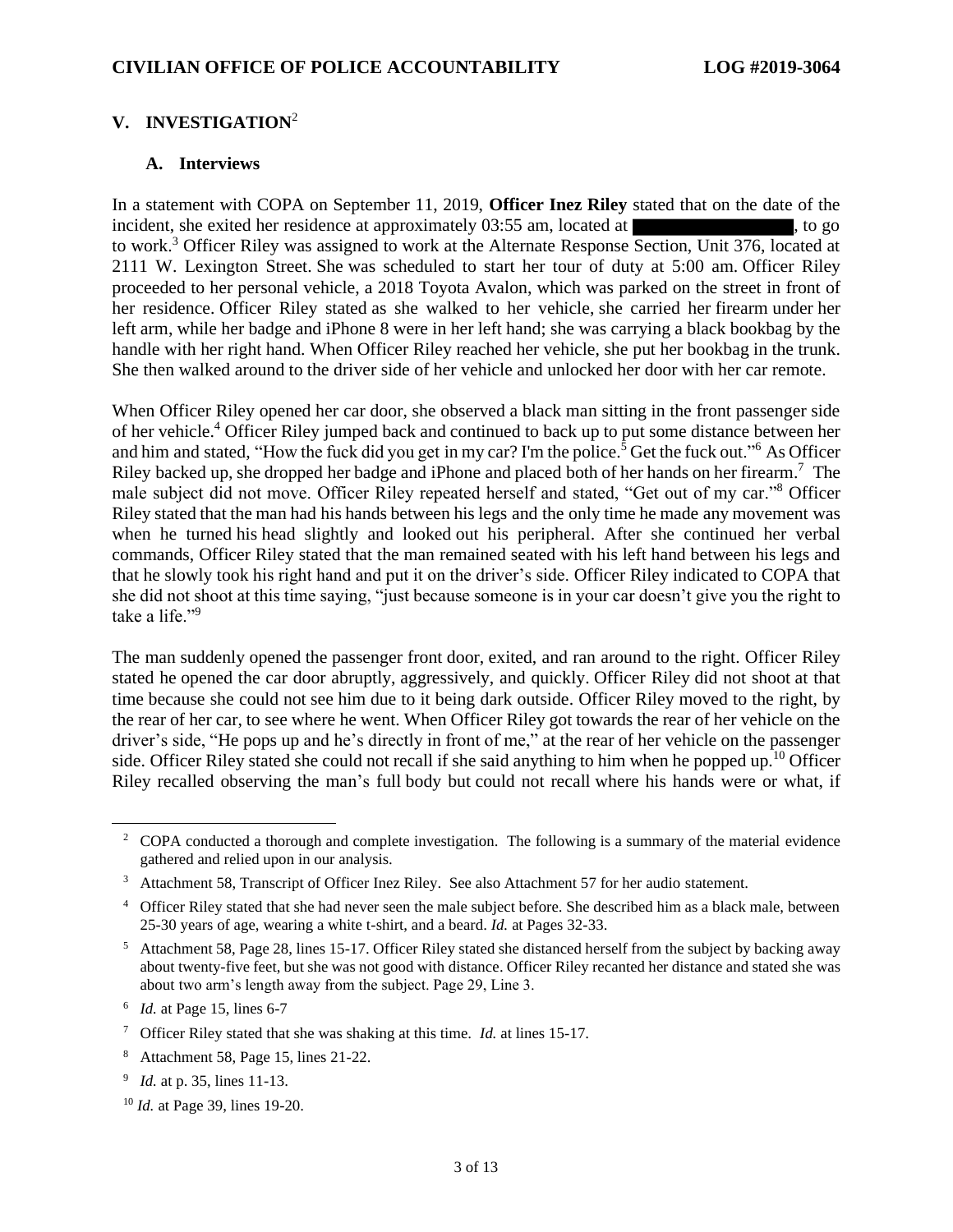## V. INVESTIGATION[2]

### A. Interviews

In a statement with COPA on September 11, 2019, **Officer Inez Riley** stated that on the date of the incident, she exited her residence at approximately 03:55 am, located at [REDACTED], to go to work.[3] Officer Riley was assigned to work at the Alternate Response Section, Unit 376, located at 2111 W. Lexington Street. She was scheduled to start her tour of duty at 5:00 am. Officer Riley proceeded to her personal vehicle, a 2018 Toyota Avalon, which was parked on the street in front of her residence. Officer Riley stated as she walked to her vehicle, she carried her firearm under her left arm, while her badge and iPhone 8 were in her left hand; she was carrying a black bookbag by the handle with her right hand. When Officer Riley reached her vehicle, she put her bookbag in the trunk. She then walked around to the driver side of her vehicle and unlocked her door with her car remote.

When Officer Riley opened her car door, she observed a black man sitting in the front passenger side of her vehicle.[4] Officer Riley jumped back and continued to back up to put some distance between her and him and stated, "How the fuck did you get in my car? I'm the police.[5] Get the fuck out."[6] As Officer Riley backed up, she dropped her badge and iPhone and placed both of her hands on her firearm.[7] The male subject did not move. Officer Riley repeated herself and stated, "Get out of my car."[8] Officer Riley stated that the man had his hands between his legs and the only time he made any movement was when he turned his head slightly and looked out his peripheral. After she continued her verbal commands, Officer Riley stated that the man remained seated with his left hand between his legs and that he slowly took his right hand and put it on the driver's side. Officer Riley indicated to COPA that she did not shoot at this time saying, "just because someone is in your car doesn't give you the right to take a life."[9]

The man suddenly opened the passenger front door, exited, and ran around to the right. Officer Riley stated he opened the car door abruptly, aggressively, and quickly. Officer Riley did not shoot at that time because she could not see him due to it being dark outside. Officer Riley moved to the right, by the rear of her car, to see where he went. When Officer Riley got towards the rear of her vehicle on the driver's side, "He pops up and he's directly in front of me," at the rear of her vehicle on the passenger side. Officer Riley stated she could not recall if she said anything to him when he popped up.[10] Officer Riley recalled observing the man's full body but could not recall where his hands were or what, if

---

[2] COPA conducted a thorough and complete investigation. The following is a summary of the material evidence gathered and relied upon in our analysis.

[3] Attachment 58, Transcript of Officer Inez Riley. See also Attachment 57 for her audio statement.

[4] Officer Riley stated that she had never seen the male subject before. She described him as a black male, between 25-30 years of age, wearing a white t-shirt, and a beard. *Id.* at Pages 32-33.

[5] Attachment 58, Page 28, lines 15-17. Officer Riley stated she distanced herself from the subject by backing away about twenty-five feet, but she was not good with distance. Officer Riley recanted her distance and stated she was about two arm's length away from the subject. Page 29, Line 3.

[6] *Id.* at Page 15, lines 6-7

[7] Officer Riley stated that she was shaking at this time. *Id.* at lines 15-17.

[8] Attachment 58, Page 15, lines 21-22.

[9] *Id.* at p. 35, lines 11-13.

[10] *Id.* at Page 39, lines 19-20.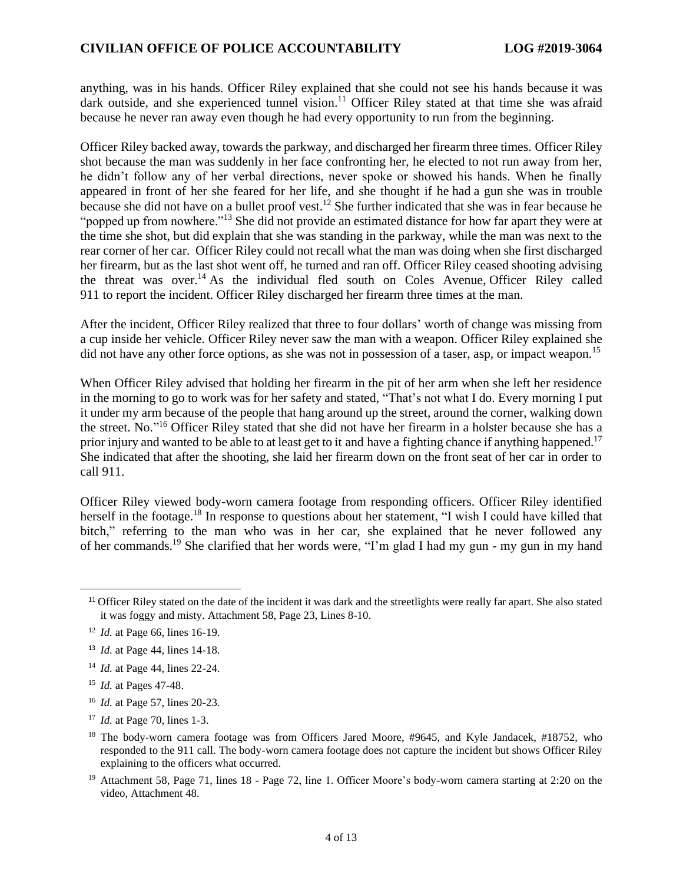anything, was in his hands. Officer Riley explained that she could not see his hands because it was dark outside, and she experienced tunnel vision.[11] Officer Riley stated at that time she was afraid because he never ran away even though he had every opportunity to run from the beginning.

Officer Riley backed away, towards the parkway, and discharged her firearm three times. Officer Riley shot because the man was suddenly in her face confronting her, he elected to not run away from her, he didn't follow any of her verbal directions, never spoke or showed his hands. When he finally appeared in front of her she feared for her life, and she thought if he had a gun she was in trouble because she did not have on a bullet proof vest.[12] She further indicated that she was in fear because he "popped up from nowhere."[13] She did not provide an estimated distance for how far apart they were at the time she shot, but did explain that she was standing in the parkway, while the man was next to the rear corner of her car. Officer Riley could not recall what the man was doing when she first discharged her firearm, but as the last shot went off, he turned and ran off. Officer Riley ceased shooting advising the threat was over.[14] As the individual fled south on Coles Avenue, Officer Riley called 911 to report the incident. Officer Riley discharged her firearm three times at the man.

After the incident, Officer Riley realized that three to four dollars' worth of change was missing from a cup inside her vehicle. Officer Riley never saw the man with a weapon. Officer Riley explained she did not have any other force options, as she was not in possession of a taser, asp, or impact weapon.[15]

When Officer Riley advised that holding her firearm in the pit of her arm when she left her residence in the morning to go to work was for her safety and stated, "That's not what I do. Every morning I put it under my arm because of the people that hang around up the street, around the corner, walking down the street. No."[16] Officer Riley stated that she did not have her firearm in a holster because she has a prior injury and wanted to be able to at least get to it and have a fighting chance if anything happened.[17] She indicated that after the shooting, she laid her firearm down on the front seat of her car in order to call 911.

Officer Riley viewed body-worn camera footage from responding officers. Officer Riley identified herself in the footage.[18] In response to questions about her statement, "I wish I could have killed that bitch," referring to the man who was in her car, she explained that he never followed any of her commands.[19] She clarified that her words were, "I'm glad I had my gun - my gun in my hand

---

[11] Officer Riley stated on the date of the incident it was dark and the streetlights were really far apart. She also stated it was foggy and misty. Attachment 58, Page 23, Lines 8-10.

[12] *Id.* at Page 66, lines 16-19.

[13] *Id.* at Page 44, lines 14-18.

[14] *Id.* at Page 44, lines 22-24.

[15] *Id.* at Pages 47-48.

[16] *Id.* at Page 57, lines 20-23.

[17] *Id.* at Page 70, lines 1-3.

[18] The body-worn camera footage was from Officers Jared Moore, #9645, and Kyle Jandacek, #18752, who responded to the 911 call. The body-worn camera footage does not capture the incident but shows Officer Riley explaining to the officers what occurred.

[19] Attachment 58, Page 71, lines 18 - Page 72, line 1. Officer Moore's body-worn camera starting at 2:20 on the video, Attachment 48.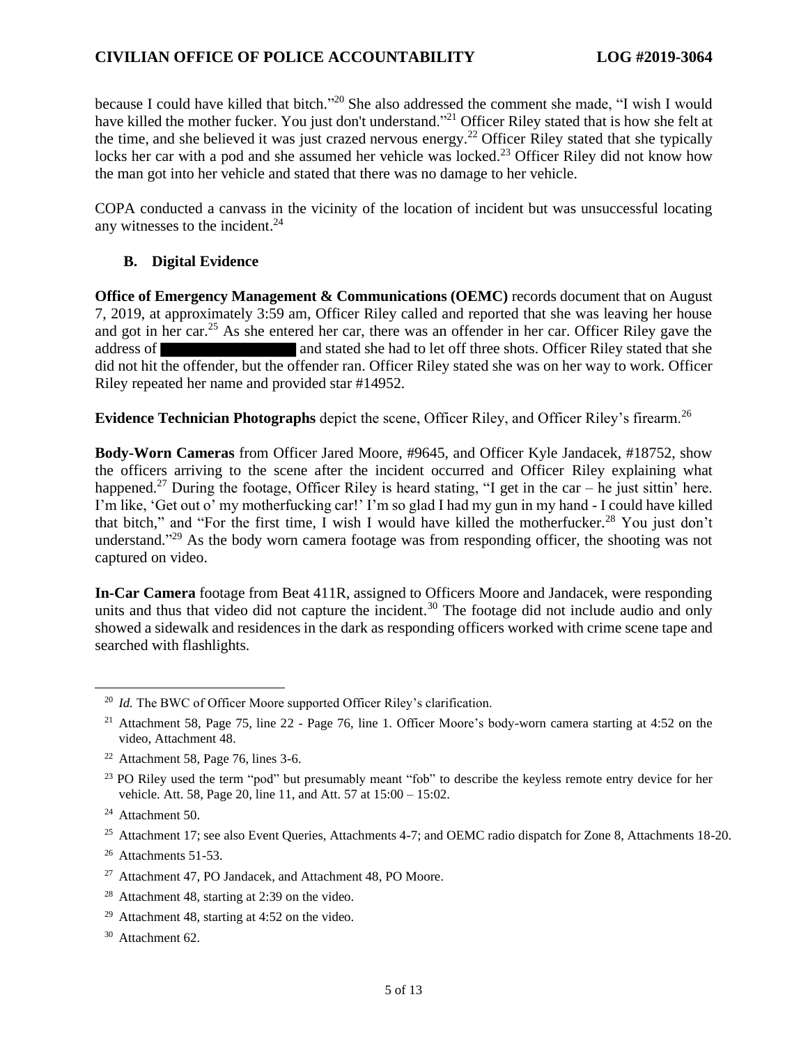because I could have killed that bitch."[20] She also addressed the comment she made, "I wish I would have killed the mother fucker. You just don't understand."[21] Officer Riley stated that is how she felt at the time, and she believed it was just crazed nervous energy.[22] Officer Riley stated that she typically locks her car with a pod and she assumed her vehicle was locked.[23] Officer Riley did not know how the man got into her vehicle and stated that there was no damage to her vehicle.

COPA conducted a canvass in the vicinity of the location of incident but was unsuccessful locating any witnesses to the incident.[24]

### B. Digital Evidence

**Office of Emergency Management & Communications (OEMC)** records document that on August 7, 2019, at approximately 3:59 am, Officer Riley called and reported that she was leaving her house and got in her car.[25] As she entered her car, there was an offender in her car. Officer Riley gave the address of ████████████ and stated she had to let off three shots. Officer Riley stated that she did not hit the offender, but the offender ran. Officer Riley stated she was on her way to work. Officer Riley repeated her name and provided star #14952.

**Evidence Technician Photographs** depict the scene, Officer Riley, and Officer Riley's firearm.[26]

**Body-Worn Cameras** from Officer Jared Moore, #9645, and Officer Kyle Jandacek, #18752, show the officers arriving to the scene after the incident occurred and Officer Riley explaining what happened.[27] During the footage, Officer Riley is heard stating, "I get in the car – he just sittin' here. I'm like, 'Get out o' my motherfucking car!' I'm so glad I had my gun in my hand - I could have killed that bitch," and "For the first time, I wish I would have killed the motherfucker.[28] You just don't understand."[29] As the body worn camera footage was from responding officer, the shooting was not captured on video.

**In-Car Camera** footage from Beat 411R, assigned to Officers Moore and Jandacek, were responding units and thus that video did not capture the incident.[30] The footage did not include audio and only showed a sidewalk and residences in the dark as responding officers worked with crime scene tape and searched with flashlights.

---

[20] *Id.* The BWC of Officer Moore supported Officer Riley's clarification.

[21] Attachment 58, Page 75, line 22 - Page 76, line 1. Officer Moore's body-worn camera starting at 4:52 on the video, Attachment 48.

[22] Attachment 58, Page 76, lines 3-6.

[23] PO Riley used the term "pod" but presumably meant "fob" to describe the keyless remote entry device for her vehicle. Att. 58, Page 20, line 11, and Att. 57 at 15:00 – 15:02.

[24] Attachment 50.

[25] Attachment 17; see also Event Queries, Attachments 4-7; and OEMC radio dispatch for Zone 8, Attachments 18-20.

[26] Attachments 51-53.

[27] Attachment 47, PO Jandacek, and Attachment 48, PO Moore.

[28] Attachment 48, starting at 2:39 on the video.

[29] Attachment 48, starting at 4:52 on the video.

[30] Attachment 62.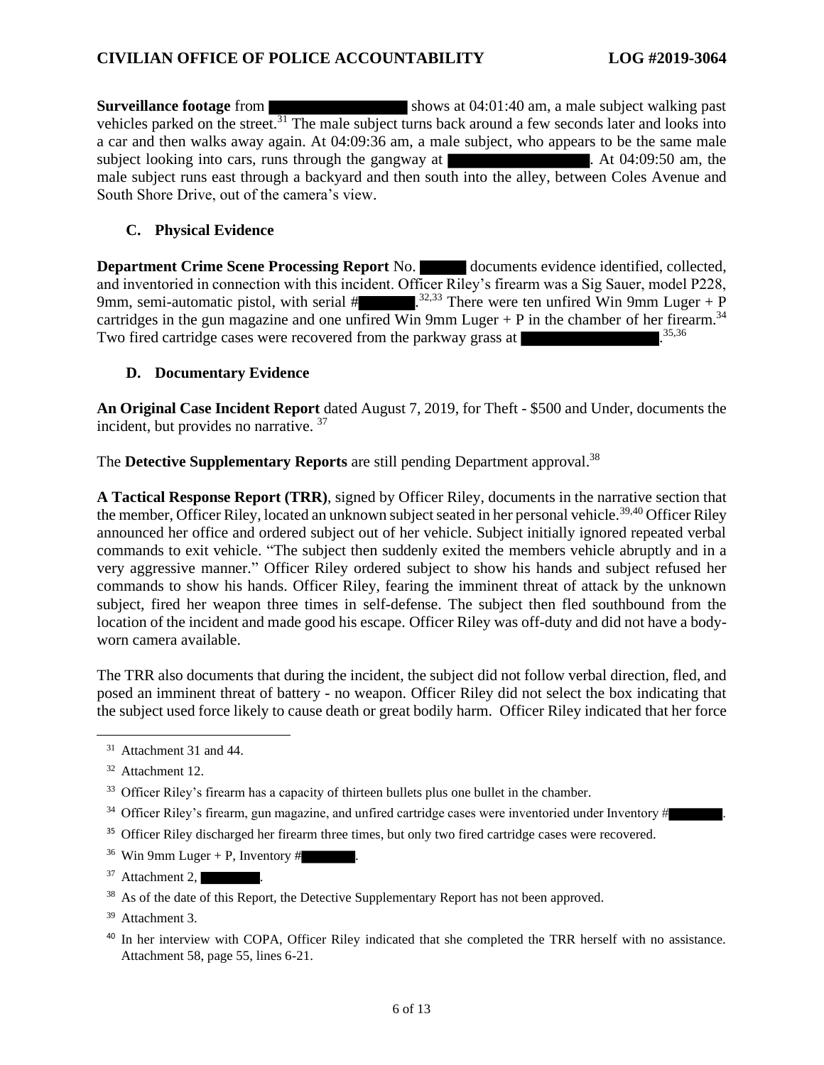**Surveillance footage** from ████████ shows at 04:01:40 am, a male subject walking past vehicles parked on the street.[31] The male subject turns back around a few seconds later and looks into a car and then walks away again. At 04:09:36 am, a male subject, who appears to be the same male subject looking into cars, runs through the gangway at ████████. At 04:09:50 am, the male subject runs east through a backyard and then south into the alley, between Coles Avenue and South Shore Drive, out of the camera's view.

### C. Physical Evidence

**Department Crime Scene Processing Report** No. ████ documents evidence identified, collected, and inventoried in connection with this incident. Officer Riley's firearm was a Sig Sauer, model P228, 9mm, semi-automatic pistol, with serial #████.[32,33] There were ten unfired Win 9mm Luger + P cartridges in the gun magazine and one unfired Win 9mm Luger + P in the chamber of her firearm.[34] Two fired cartridge cases were recovered from the parkway grass at ████████.[35,36]

### D. Documentary Evidence

**An Original Case Incident Report** dated August 7, 2019, for Theft - $500 and Under, documents the incident, but provides no narrative.[37]

The **Detective Supplementary Reports** are still pending Department approval.[38]

**A Tactical Response Report (TRR)**, signed by Officer Riley, documents in the narrative section that the member, Officer Riley, located an unknown subject seated in her personal vehicle.[39,40] Officer Riley announced her office and ordered subject out of her vehicle. Subject initially ignored repeated verbal commands to exit vehicle. "The subject then suddenly exited the members vehicle abruptly and in a very aggressive manner." Officer Riley ordered subject to show his hands and subject refused her commands to show his hands. Officer Riley, fearing the imminent threat of attack by the unknown subject, fired her weapon three times in self-defense. The subject then fled southbound from the location of the incident and made good his escape. Officer Riley was off-duty and did not have a body-worn camera available.

The TRR also documents that during the incident, the subject did not follow verbal direction, fled, and posed an imminent threat of battery - no weapon. Officer Riley did not select the box indicating that the subject used force likely to cause death or great bodily harm. Officer Riley indicated that her force

---

[31] Attachment 31 and 44.

[32] Attachment 12.

[33] Officer Riley's firearm has a capacity of thirteen bullets plus one bullet in the chamber.

[34] Officer Riley's firearm, gun magazine, and unfired cartridge cases were inventoried under Inventory #████.

[35] Officer Riley discharged her firearm three times, but only two fired cartridge cases were recovered.

[36] Win 9mm Luger + P, Inventory #████.

[37] Attachment 2, ████.

[38] As of the date of this Report, the Detective Supplementary Report has not been approved.

[39] Attachment 3.

[40] In her interview with COPA, Officer Riley indicated that she completed the TRR herself with no assistance. Attachment 58, page 55, lines 6-21.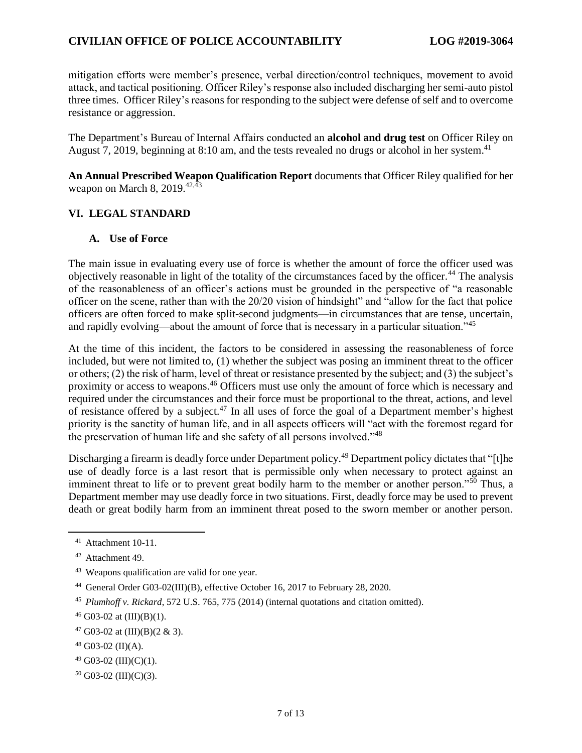mitigation efforts were member's presence, verbal direction/control techniques, movement to avoid attack, and tactical positioning. Officer Riley's response also included discharging her semi-auto pistol three times. Officer Riley's reasons for responding to the subject were defense of self and to overcome resistance or aggression.

The Department's Bureau of Internal Affairs conducted an **alcohol and drug test** on Officer Riley on August 7, 2019, beginning at 8:10 am, and the tests revealed no drugs or alcohol in her system.[41]

**An Annual Prescribed Weapon Qualification Report** documents that Officer Riley qualified for her weapon on March 8, 2019.[42,43]

## VI. LEGAL STANDARD

### A. Use of Force

The main issue in evaluating every use of force is whether the amount of force the officer used was objectively reasonable in light of the totality of the circumstances faced by the officer.[44] The analysis of the reasonableness of an officer's actions must be grounded in the perspective of "a reasonable officer on the scene, rather than with the 20/20 vision of hindsight" and "allow for the fact that police officers are often forced to make split-second judgments—in circumstances that are tense, uncertain, and rapidly evolving—about the amount of force that is necessary in a particular situation."[45]

At the time of this incident, the factors to be considered in assessing the reasonableness of force included, but were not limited to, (1) whether the subject was posing an imminent threat to the officer or others; (2) the risk of harm, level of threat or resistance presented by the subject; and (3) the subject's proximity or access to weapons.[46] Officers must use only the amount of force which is necessary and required under the circumstances and their force must be proportional to the threat, actions, and level of resistance offered by a subject.[47] In all uses of force the goal of a Department member's highest priority is the sanctity of human life, and in all aspects officers will "act with the foremost regard for the preservation of human life and she safety of all persons involved."[48]

Discharging a firearm is deadly force under Department policy.[49] Department policy dictates that "[t]he use of deadly force is a last resort that is permissible only when necessary to protect against an imminent threat to life or to prevent great bodily harm to the member or another person."[50] Thus, a Department member may use deadly force in two situations. First, deadly force may be used to prevent death or great bodily harm from an imminent threat posed to the sworn member or another person.

---

[41] Attachment 10-11.

[42] Attachment 49.

[43] Weapons qualification are valid for one year.

[44] General Order G03-02(III)(B), effective October 16, 2017 to February 28, 2020.

[45] *Plumhoff v. Rickard*, 572 U.S. 765, 775 (2014) (internal quotations and citation omitted).

[46] G03-02 at (III)(B)(1).

[47] G03-02 at (III)(B)(2 & 3).

[48] G03-02 (II)(A).

[49] G03-02 (III)(C)(1).

[50] G03-02 (III)(C)(3).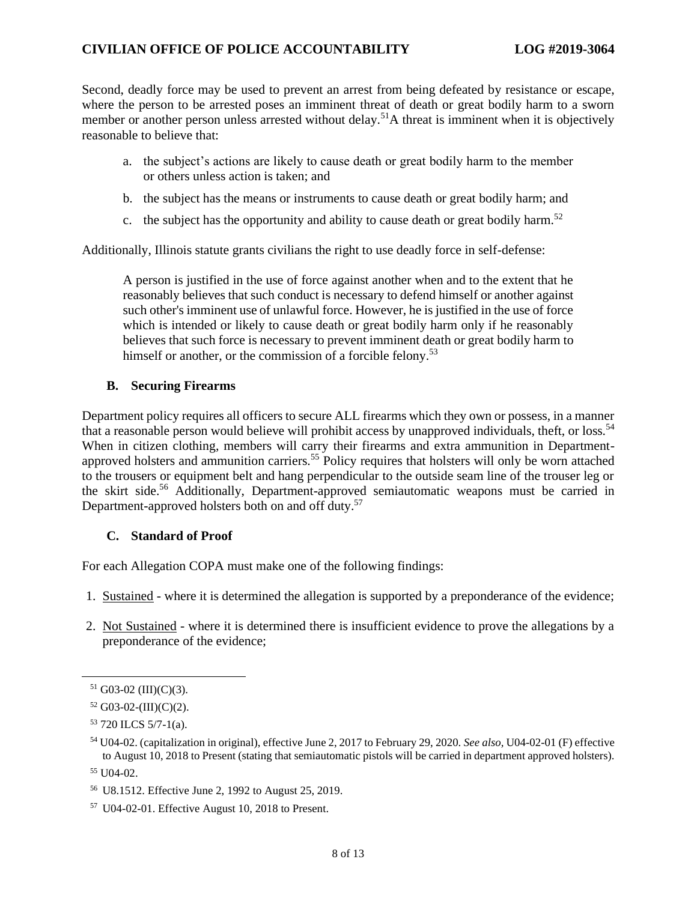Second, deadly force may be used to prevent an arrest from being defeated by resistance or escape, where the person to be arrested poses an imminent threat of death or great bodily harm to a sworn member or another person unless arrested without delay.[51]A threat is imminent when it is objectively reasonable to believe that:

a. the subject's actions are likely to cause death or great bodily harm to the member or others unless action is taken; and

b. the subject has the means or instruments to cause death or great bodily harm; and

c. the subject has the opportunity and ability to cause death or great bodily harm.[52]

Additionally, Illinois statute grants civilians the right to use deadly force in self-defense:

> A person is justified in the use of force against another when and to the extent that he reasonably believes that such conduct is necessary to defend himself or another against such other's imminent use of unlawful force. However, he is justified in the use of force which is intended or likely to cause death or great bodily harm only if he reasonably believes that such force is necessary to prevent imminent death or great bodily harm to himself or another, or the commission of a forcible felony.[53]

### B. Securing Firearms

Department policy requires all officers to secure ALL firearms which they own or possess, in a manner that a reasonable person would believe will prohibit access by unapproved individuals, theft, or loss.[54] When in citizen clothing, members will carry their firearms and extra ammunition in Department-approved holsters and ammunition carriers.[55] Policy requires that holsters will only be worn attached to the trousers or equipment belt and hang perpendicular to the outside seam line of the trouser leg or the skirt side.[56] Additionally, Department-approved semiautomatic weapons must be carried in Department-approved holsters both on and off duty.[57]

### C. Standard of Proof

For each Allegation COPA must make one of the following findings:

1. Sustained - where it is determined the allegation is supported by a preponderance of the evidence;

2. Not Sustained - where it is determined there is insufficient evidence to prove the allegations by a preponderance of the evidence;

---

[51] G03-02 (III)(C)(3).

[52] G03-02-(III)(C)(2).

[53] 720 ILCS 5/7-1(a).

[54] U04-02. (capitalization in original), effective June 2, 2017 to February 29, 2020. *See also*, U04-02-01 (F) effective to August 10, 2018 to Present (stating that semiautomatic pistols will be carried in department approved holsters).

[55] U04-02.

[56] U8.1512. Effective June 2, 1992 to August 25, 2019.

[57] U04-02-01. Effective August 10, 2018 to Present.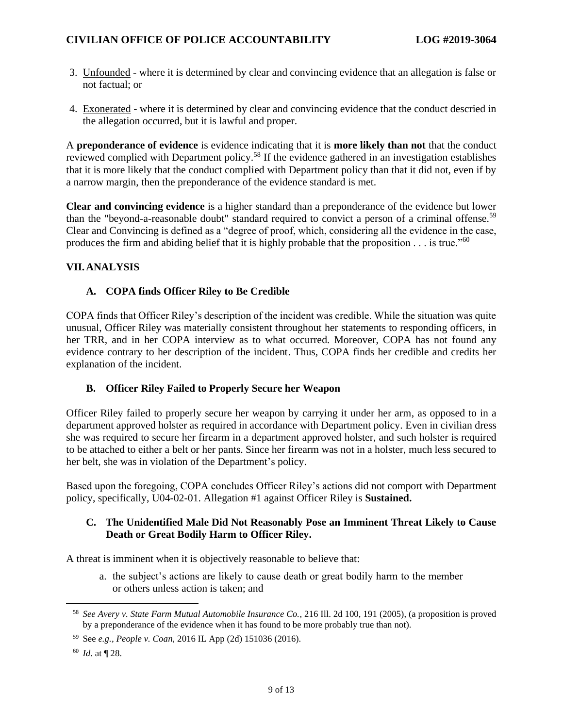3. Unfounded - where it is determined by clear and convincing evidence that an allegation is false or not factual; or

4. Exonerated - where it is determined by clear and convincing evidence that the conduct descried in the allegation occurred, but it is lawful and proper.

A **preponderance of evidence** is evidence indicating that it is **more likely than not** that the conduct reviewed complied with Department policy.[58] If the evidence gathered in an investigation establishes that it is more likely that the conduct complied with Department policy than that it did not, even if by a narrow margin, then the preponderance of the evidence standard is met.

**Clear and convincing evidence** is a higher standard than a preponderance of the evidence but lower than the "beyond-a-reasonable doubt" standard required to convict a person of a criminal offense.[59] Clear and Convincing is defined as a "degree of proof, which, considering all the evidence in the case, produces the firm and abiding belief that it is highly probable that the proposition . . . is true."[60]

## VII. ANALYSIS

### A. COPA finds Officer Riley to Be Credible

COPA finds that Officer Riley's description of the incident was credible. While the situation was quite unusual, Officer Riley was materially consistent throughout her statements to responding officers, in her TRR, and in her COPA interview as to what occurred. Moreover, COPA has not found any evidence contrary to her description of the incident. Thus, COPA finds her credible and credits her explanation of the incident.

### B. Officer Riley Failed to Properly Secure her Weapon

Officer Riley failed to properly secure her weapon by carrying it under her arm, as opposed to in a department approved holster as required in accordance with Department policy. Even in civilian dress she was required to secure her firearm in a department approved holster, and such holster is required to be attached to either a belt or her pants. Since her firearm was not in a holster, much less secured to her belt, she was in violation of the Department's policy.

Based upon the foregoing, COPA concludes Officer Riley's actions did not comport with Department policy, specifically, U04-02-01. Allegation #1 against Officer Riley is **Sustained.**

### C. The Unidentified Male Did Not Reasonably Pose an Imminent Threat Likely to Cause Death or Great Bodily Harm to Officer Riley.

A threat is imminent when it is objectively reasonable to believe that:

a. the subject's actions are likely to cause death or great bodily harm to the member or others unless action is taken; and

---

[58] *See Avery v. State Farm Mutual Automobile Insurance Co.*, 216 Ill. 2d 100, 191 (2005), (a proposition is proved by a preponderance of the evidence when it has found to be more probably true than not).

[59] See *e.g.*, *People v. Coan*, 2016 IL App (2d) 151036 (2016).

[60] *Id*. at ¶ 28.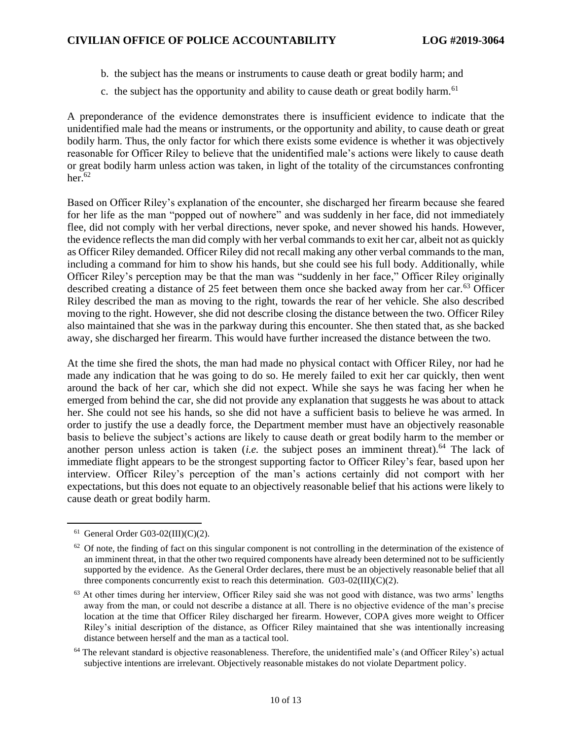b. the subject has the means or instruments to cause death or great bodily harm; and

c. the subject has the opportunity and ability to cause death or great bodily harm.[61]

A preponderance of the evidence demonstrates there is insufficient evidence to indicate that the unidentified male had the means or instruments, or the opportunity and ability, to cause death or great bodily harm. Thus, the only factor for which there exists some evidence is whether it was objectively reasonable for Officer Riley to believe that the unidentified male's actions were likely to cause death or great bodily harm unless action was taken, in light of the totality of the circumstances confronting her.[62]

Based on Officer Riley's explanation of the encounter, she discharged her firearm because she feared for her life as the man "popped out of nowhere" and was suddenly in her face, did not immediately flee, did not comply with her verbal directions, never spoke, and never showed his hands. However, the evidence reflects the man did comply with her verbal commands to exit her car, albeit not as quickly as Officer Riley demanded. Officer Riley did not recall making any other verbal commands to the man, including a command for him to show his hands, but she could see his full body. Additionally, while Officer Riley's perception may be that the man was "suddenly in her face," Officer Riley originally described creating a distance of 25 feet between them once she backed away from her car.[63] Officer Riley described the man as moving to the right, towards the rear of her vehicle. She also described moving to the right. However, she did not describe closing the distance between the two. Officer Riley also maintained that she was in the parkway during this encounter. She then stated that, as she backed away, she discharged her firearm. This would have further increased the distance between the two.

At the time she fired the shots, the man had made no physical contact with Officer Riley, nor had he made any indication that he was going to do so. He merely failed to exit her car quickly, then went around the back of her car, which she did not expect. While she says he was facing her when he emerged from behind the car, she did not provide any explanation that suggests he was about to attack her. She could not see his hands, so she did not have a sufficient basis to believe he was armed. In order to justify the use a deadly force, the Department member must have an objectively reasonable basis to believe the subject's actions are likely to cause death or great bodily harm to the member or another person unless action is taken (*i.e.* the subject poses an imminent threat).[64] The lack of immediate flight appears to be the strongest supporting factor to Officer Riley's fear, based upon her interview. Officer Riley's perception of the man's actions certainly did not comport with her expectations, but this does not equate to an objectively reasonable belief that his actions were likely to cause death or great bodily harm.

---

[61] General Order G03-02(III)(C)(2).

[62] Of note, the finding of fact on this singular component is not controlling in the determination of the existence of an imminent threat, in that the other two required components have already been determined not to be sufficiently supported by the evidence. As the General Order declares, there must be an objectively reasonable belief that all three components concurrently exist to reach this determination. G03-02(III)(C)(2).

[63] At other times during her interview, Officer Riley said she was not good with distance, was two arms' lengths away from the man, or could not describe a distance at all. There is no objective evidence of the man's precise location at the time that Officer Riley discharged her firearm. However, COPA gives more weight to Officer Riley's initial description of the distance, as Officer Riley maintained that she was intentionally increasing distance between herself and the man as a tactical tool.

[64] The relevant standard is objective reasonableness. Therefore, the unidentified male's (and Officer Riley's) actual subjective intentions are irrelevant. Objectively reasonable mistakes do not violate Department policy.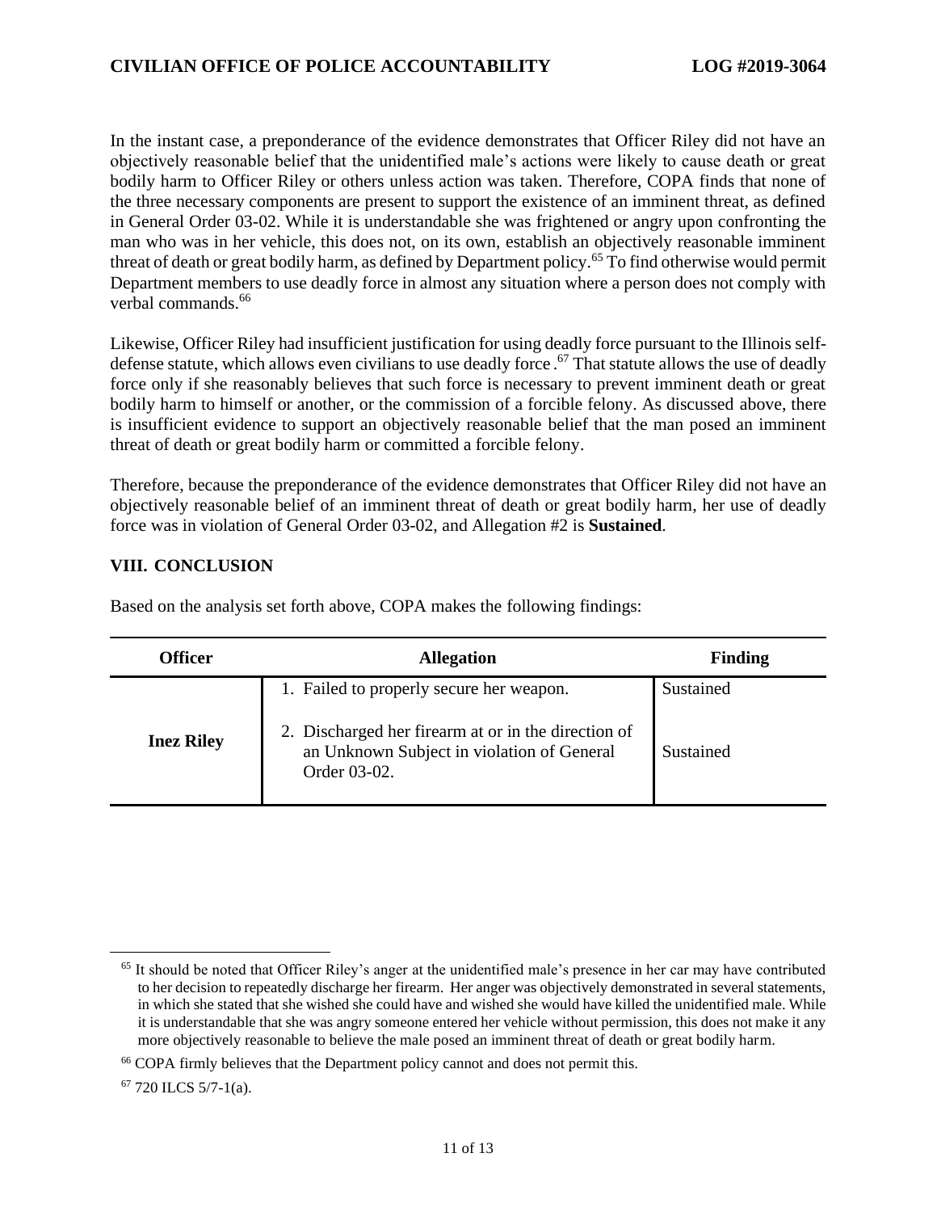In the instant case, a preponderance of the evidence demonstrates that Officer Riley did not have an objectively reasonable belief that the unidentified male's actions were likely to cause death or great bodily harm to Officer Riley or others unless action was taken. Therefore, COPA finds that none of the three necessary components are present to support the existence of an imminent threat, as defined in General Order 03-02. While it is understandable she was frightened or angry upon confronting the man who was in her vehicle, this does not, on its own, establish an objectively reasonable imminent threat of death or great bodily harm, as defined by Department policy.[65] To find otherwise would permit Department members to use deadly force in almost any situation where a person does not comply with verbal commands.[66]

Likewise, Officer Riley had insufficient justification for using deadly force pursuant to the Illinois self-defense statute, which allows even civilians to use deadly force.[67] That statute allows the use of deadly force only if she reasonably believes that such force is necessary to prevent imminent death or great bodily harm to himself or another, or the commission of a forcible felony. As discussed above, there is insufficient evidence to support an objectively reasonable belief that the man posed an imminent threat of death or great bodily harm or committed a forcible felony.

Therefore, because the preponderance of the evidence demonstrates that Officer Riley did not have an objectively reasonable belief of an imminent threat of death or great bodily harm, her use of deadly force was in violation of General Order 03-02, and Allegation #2 is **Sustained**.

## VIII. CONCLUSION

Based on the analysis set forth above, COPA makes the following findings:

| Officer | Allegation | Finding |
|---|---|---|
| Inez Riley | 1. Failed to properly secure her weapon. | Sustained |
| | 2. Discharged her firearm at or in the direction of an Unknown Subject in violation of General Order 03-02. | Sustained |

[65] It should be noted that Officer Riley's anger at the unidentified male's presence in her car may have contributed to her decision to repeatedly discharge her firearm. Her anger was objectively demonstrated in several statements, in which she stated that she wished she could have and wished she would have killed the unidentified male. While it is understandable that she was angry someone entered her vehicle without permission, this does not make it any more objectively reasonable to believe the male posed an imminent threat of death or great bodily harm.

[66] COPA firmly believes that the Department policy cannot and does not permit this.

[67] 720 ILCS 5/7-1(a).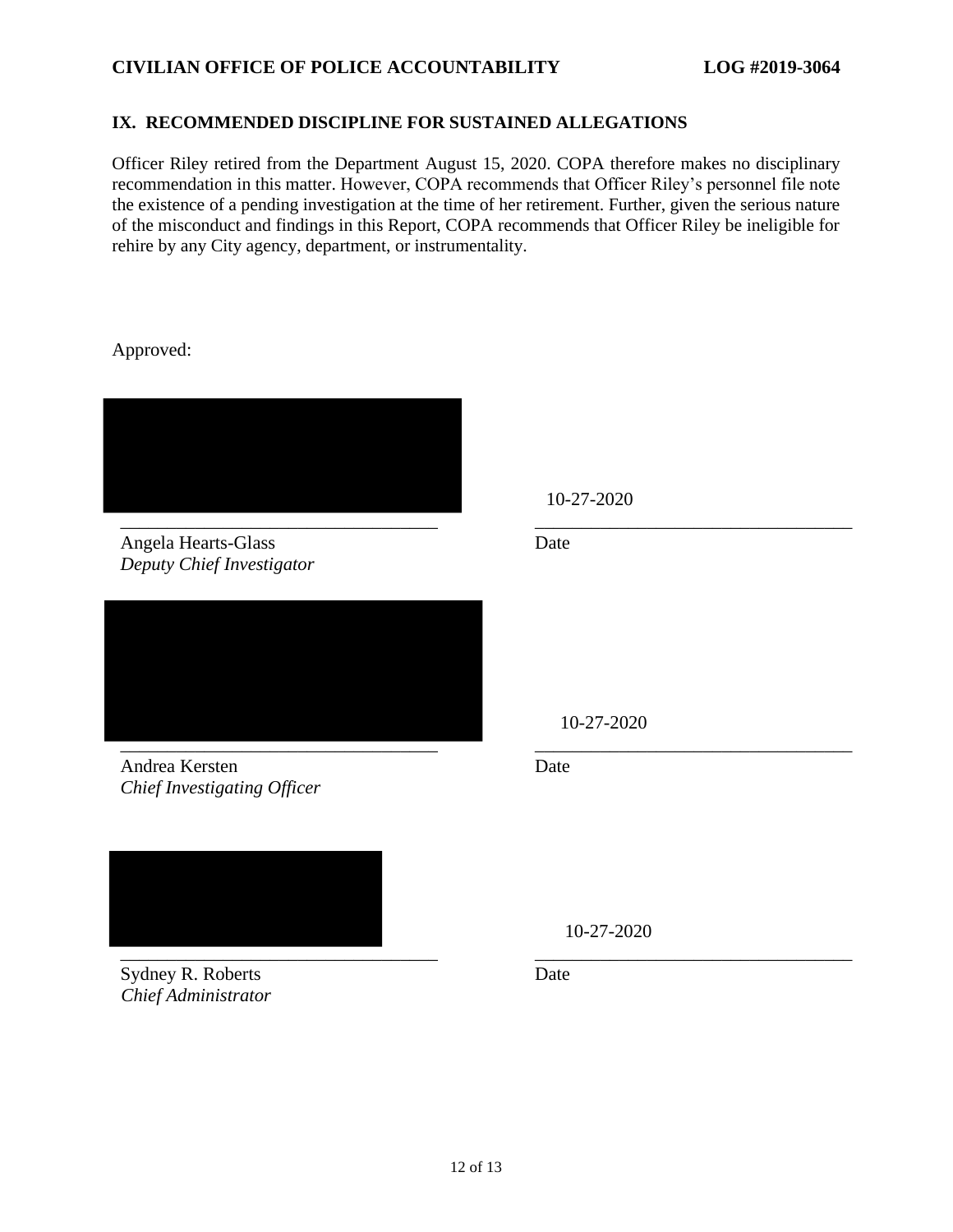## IX. RECOMMENDED DISCIPLINE FOR SUSTAINED ALLEGATIONS

Officer Riley retired from the Department August 15, 2020. COPA therefore makes no disciplinary recommendation in this matter. However, COPA recommends that Officer Riley's personnel file note the existence of a pending investigation at the time of her retirement. Further, given the serious nature of the misconduct and findings in this Report, COPA recommends that Officer Riley be ineligible for rehire by any City agency, department, or instrumentality.

Approved:

__________________________________ 10-27-2020

Angela Hearts-Glass
*Deputy Chief Investigator*

Date

__________________________________ 10-27-2020

Andrea Kersten
*Chief Investigating Officer*

Date

__________________________________ 10-27-2020

Sydney R. Roberts
*Chief Administrator*

Date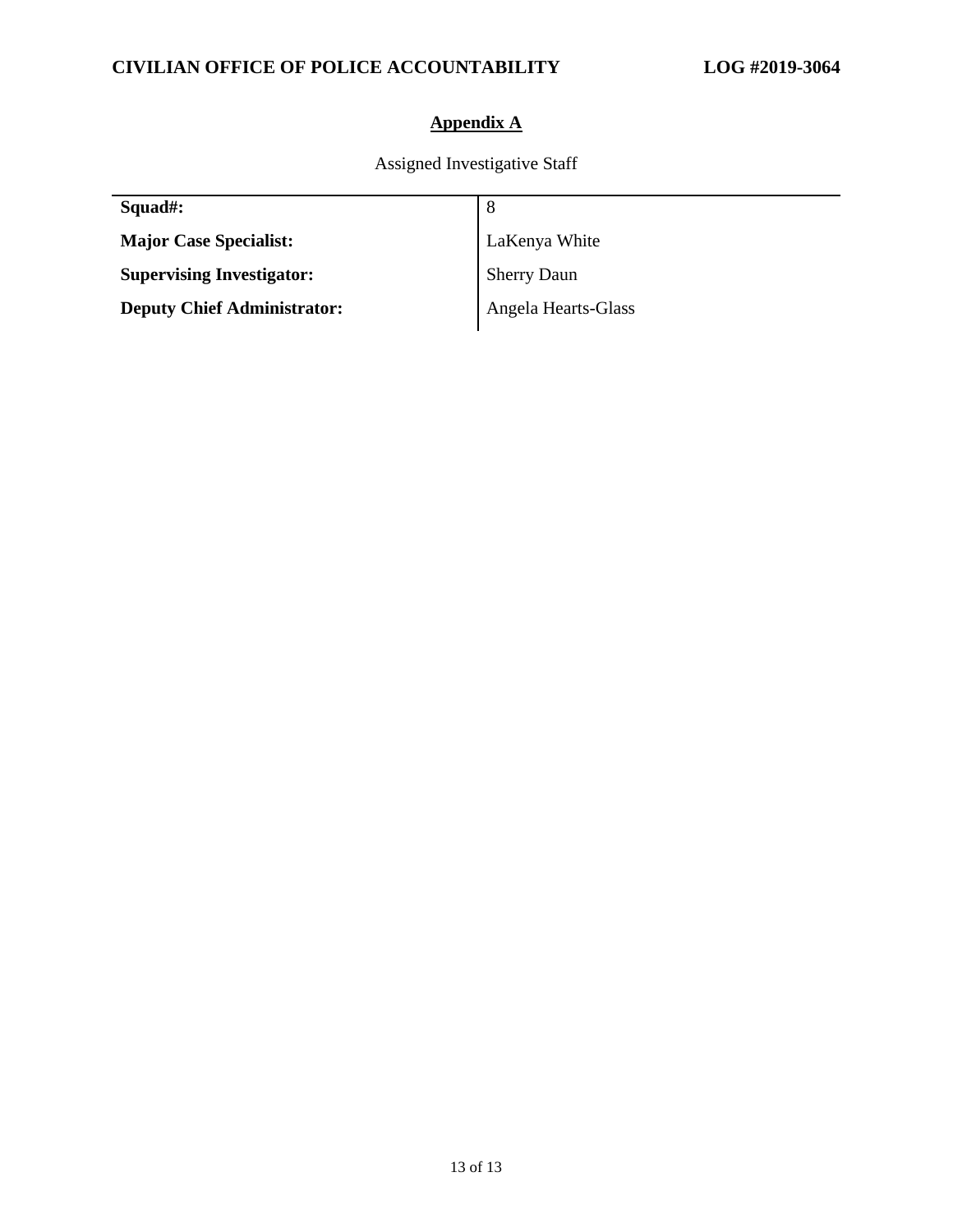## Appendix A

Assigned Investigative Staff

| | |
|---|---|
| **Squad#:** | 8 |
| **Major Case Specialist:** | LaKenya White |
| **Supervising Investigator:** | Sherry Daun |
| **Deputy Chief Administrator:** | Angela Hearts-Glass |